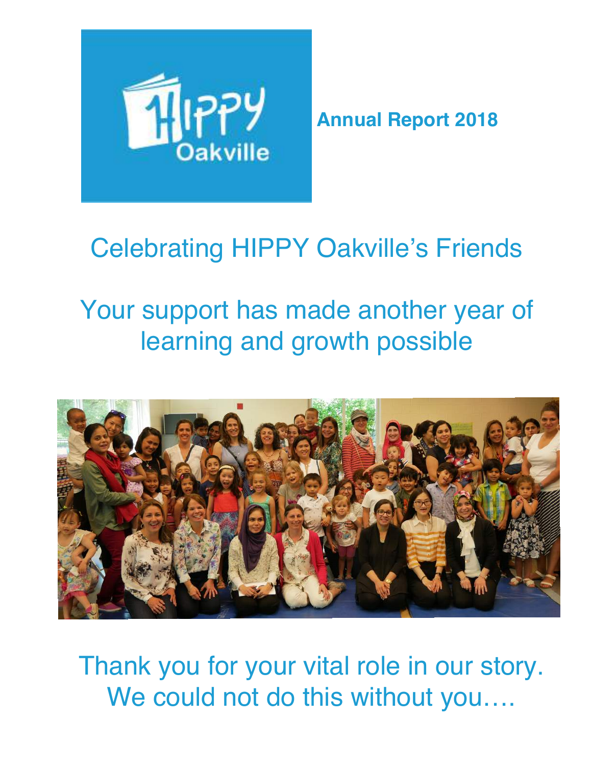**Annual Report 2018**

# Celebrating HIPPY Oakville's Friends

## Your support has made another year of learning and growth possible

Thank you for your vital role in our story.
We could not do this without you….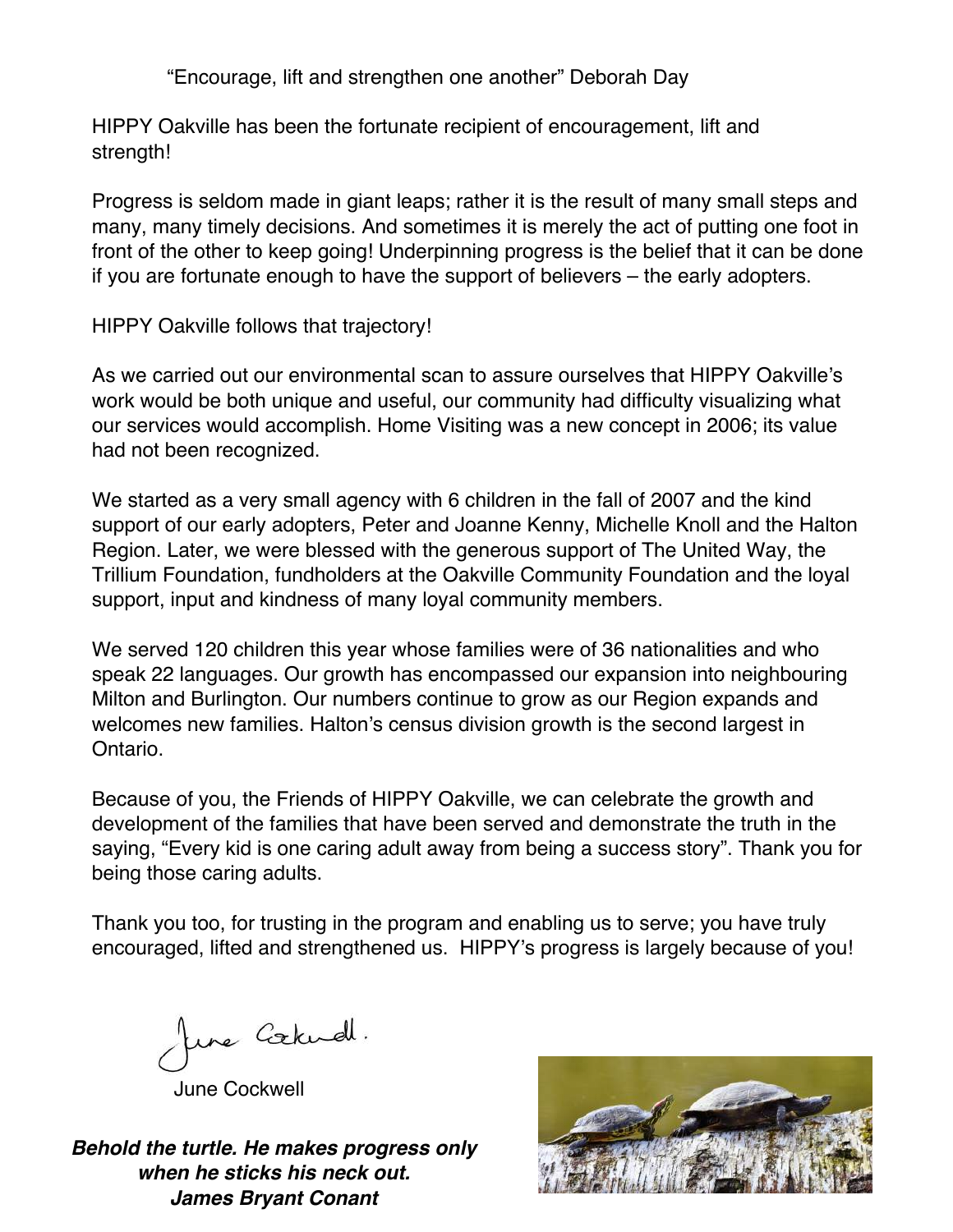"Encourage, lift and strengthen one another" Deborah Day

HIPPY Oakville has been the fortunate recipient of encouragement, lift and strength!

Progress is seldom made in giant leaps; rather it is the result of many small steps and many, many timely decisions. And sometimes it is merely the act of putting one foot in front of the other to keep going! Underpinning progress is the belief that it can be done if you are fortunate enough to have the support of believers – the early adopters.

HIPPY Oakville follows that trajectory!

As we carried out our environmental scan to assure ourselves that HIPPY Oakville's work would be both unique and useful, our community had difficulty visualizing what our services would accomplish. Home Visiting was a new concept in 2006; its value had not been recognized.

We started as a very small agency with 6 children in the fall of 2007 and the kind support of our early adopters, Peter and Joanne Kenny, Michelle Knoll and the Halton Region. Later, we were blessed with the generous support of The United Way, the Trillium Foundation, fundholders at the Oakville Community Foundation and the loyal support, input and kindness of many loyal community members.

We served 120 children this year whose families were of 36 nationalities and who speak 22 languages. Our growth has encompassed our expansion into neighbouring Milton and Burlington. Our numbers continue to grow as our Region expands and welcomes new families. Halton's census division growth is the second largest in Ontario.

Because of you, the Friends of HIPPY Oakville, we can celebrate the growth and development of the families that have been served and demonstrate the truth in the saying, "Every kid is one caring adult away from being a success story". Thank you for being those caring adults.

Thank you too, for trusting in the program and enabling us to serve; you have truly encouraged, lifted and strengthened us. HIPPY's progress is largely because of you!

June Cockwell

***Behold the turtle. He makes progress only when he sticks his neck out.***
***James Bryant Conant***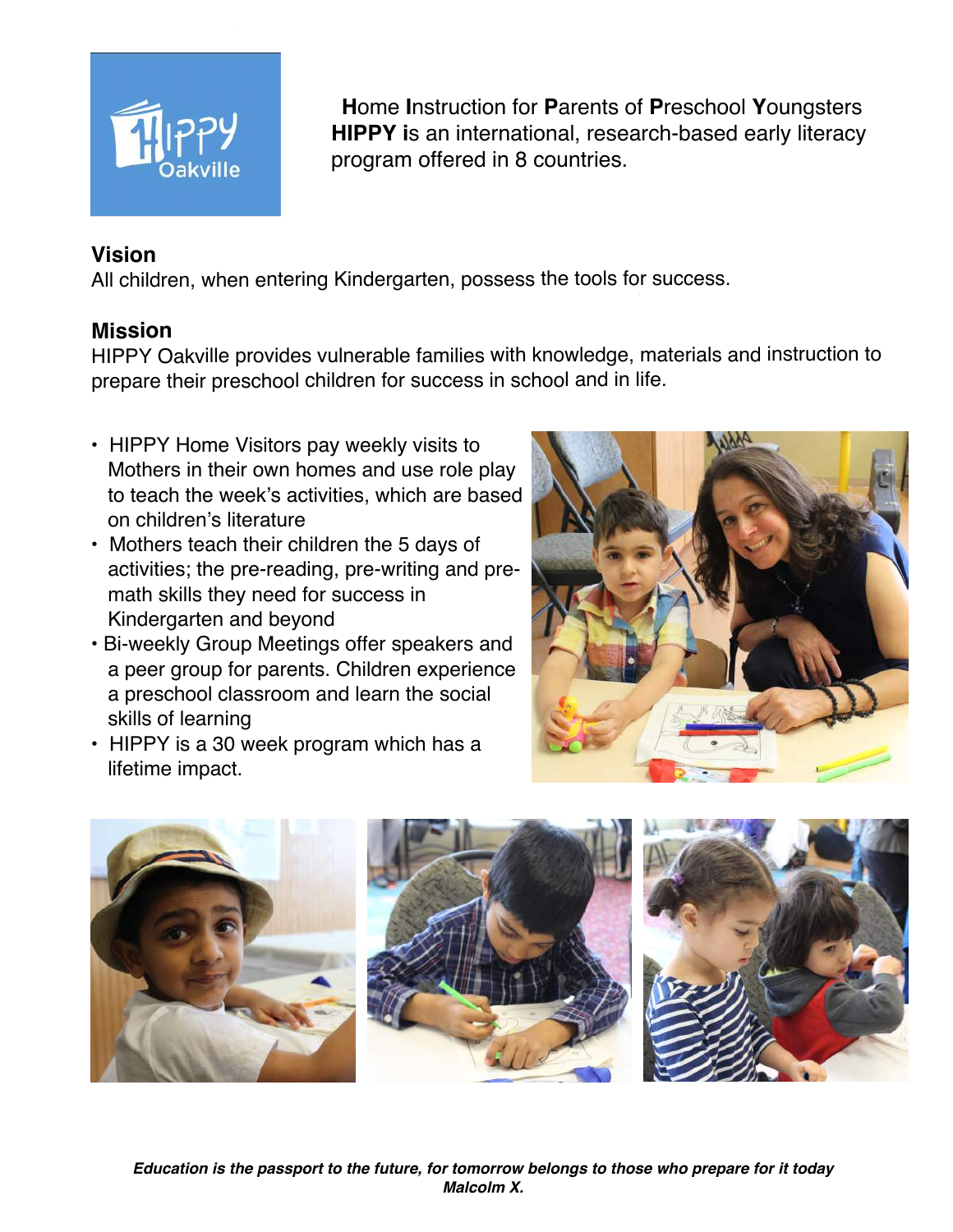**H**ome **I**nstruction for **P**arents of **P**reschool **Y**oungsters
**HIPPY i**s an international, research-based early literacy program offered in 8 countries.

## Vision

All children, when entering Kindergarten, possess the tools for success.

## Mission

HIPPY Oakville provides vulnerable families with knowledge, materials and instruction to prepare their preschool children for success in school and in life.

- HIPPY Home Visitors pay weekly visits to Mothers in their own homes and use role play to teach the week's activities, which are based on children's literature
- Mothers teach their children the 5 days of activities; the pre-reading, pre-writing and pre-math skills they need for success in Kindergarten and beyond
- Bi-weekly Group Meetings offer speakers and a peer group for parents. Children experience a preschool classroom and learn the social skills of learning
- HIPPY is a 30 week program which has a lifetime impact.

***Education is the passport to the future, for tomorrow belongs to those who prepare for it today***
***Malcolm X.***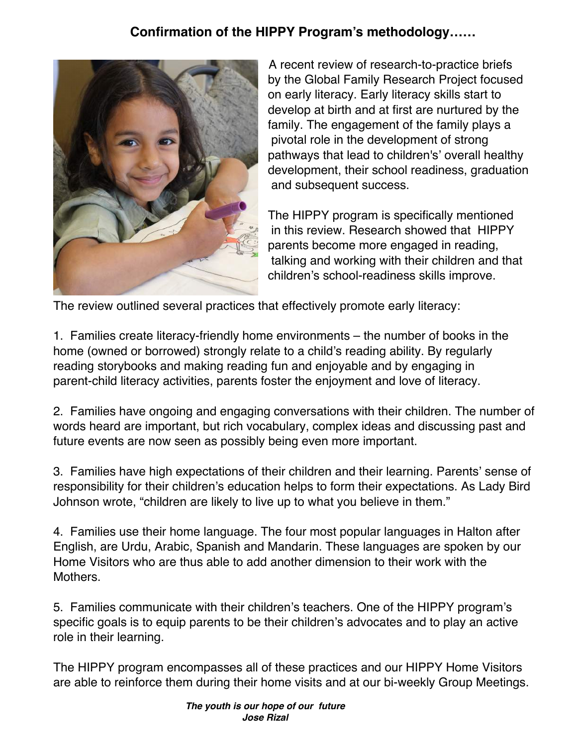## Confirmation of the HIPPY Program's methodology……

A recent review of research-to-practice briefs by the Global Family Research Project focused on early literacy. Early literacy skills start to develop at birth and at first are nurtured by the family. The engagement of the family plays a pivotal role in the development of strong pathways that lead to children's' overall healthy development, their school readiness, graduation and subsequent success.

The HIPPY program is specifically mentioned in this review. Research showed that HIPPY parents become more engaged in reading, talking and working with their children and that children's school-readiness skills improve.

The review outlined several practices that effectively promote early literacy:

1. Families create literacy-friendly home environments – the number of books in the home (owned or borrowed) strongly relate to a child's reading ability. By regularly reading storybooks and making reading fun and enjoyable and by engaging in parent-child literacy activities, parents foster the enjoyment and love of literacy.

2. Families have ongoing and engaging conversations with their children. The number of words heard are important, but rich vocabulary, complex ideas and discussing past and future events are now seen as possibly being even more important.

3. Families have high expectations of their children and their learning. Parents' sense of responsibility for their children's education helps to form their expectations. As Lady Bird Johnson wrote, "children are likely to live up to what you believe in them."

4. Families use their home language. The four most popular languages in Halton after English, are Urdu, Arabic, Spanish and Mandarin. These languages are spoken by our Home Visitors who are thus able to add another dimension to their work with the Mothers.

5. Families communicate with their children's teachers. One of the HIPPY program's specific goals is to equip parents to be their children's advocates and to play an active role in their learning.

The HIPPY program encompasses all of these practices and our HIPPY Home Visitors are able to reinforce them during their home visits and at our bi-weekly Group Meetings.

***The youth is our hope of our future***
***Jose Rizal***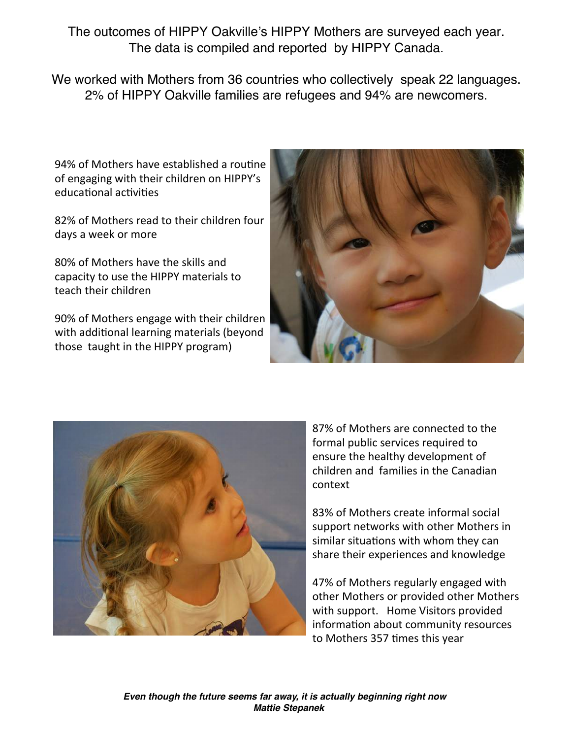The outcomes of HIPPY Oakville's HIPPY Mothers are surveyed each year. The data is compiled and reported by HIPPY Canada.

We worked with Mothers from 36 countries who collectively speak 22 languages. 2% of HIPPY Oakville families are refugees and 94% are newcomers.

94% of Mothers have established a routine of engaging with their children on HIPPY's educational activities

82% of Mothers read to their children four days a week or more

80% of Mothers have the skills and capacity to use the HIPPY materials to teach their children

90% of Mothers engage with their children with additional learning materials (beyond those taught in the HIPPY program)

87% of Mothers are connected to the formal public services required to ensure the healthy development of children and families in the Canadian context

83% of Mothers create informal social support networks with other Mothers in similar situations with whom they can share their experiences and knowledge

47% of Mothers regularly engaged with other Mothers or provided other Mothers with support. Home Visitors provided information about community resources to Mothers 357 times this year

***Even though the future seems far away, it is actually beginning right now***
***Mattie Stepanek***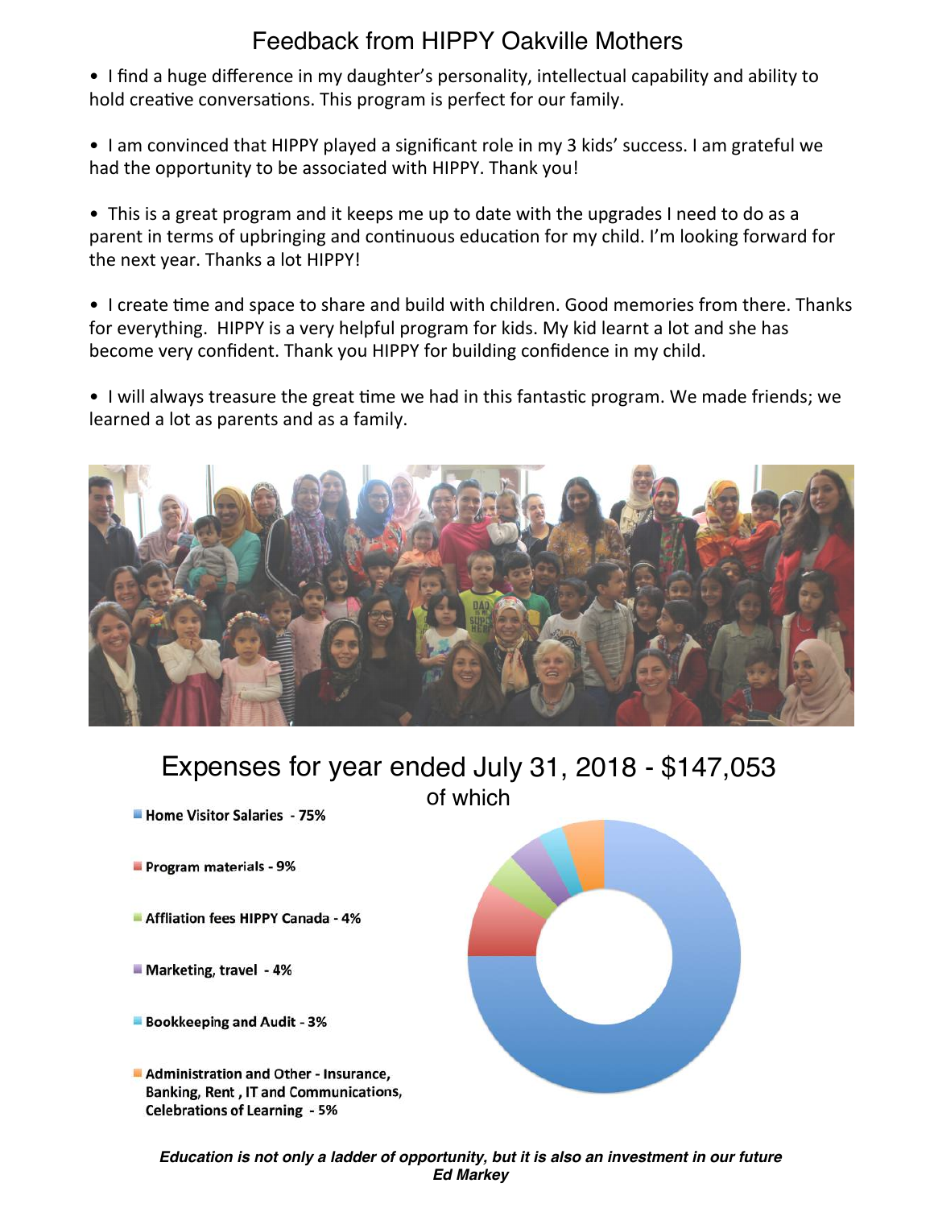# Feedback from HIPPY Oakville Mothers

- I find a huge difference in my daughter's personality, intellectual capability and ability to hold creative conversations. This program is perfect for our family.

- I am convinced that HIPPY played a significant role in my 3 kids' success. I am grateful we had the opportunity to be associated with HIPPY. Thank you!

- This is a great program and it keeps me up to date with the upgrades I need to do as a parent in terms of upbringing and continuous education for my child. I'm looking forward for the next year. Thanks a lot HIPPY!

- I create time and space to share and build with children. Good memories from there. Thanks for everything. HIPPY is a very helpful program for kids. My kid learnt a lot and she has become very confident. Thank you HIPPY for building confidence in my child.

- I will always treasure the great time we had in this fantastic program. We made friends; we learned a lot as parents and as a family.

## Expenses for year ended July 31, 2018 - $147,053

of which

- **Home Visitor Salaries - 75%**
- **Program materials - 9%**
- **Affliation fees HIPPY Canada - 4%**
- **Marketing, travel - 4%**
- **Bookkeeping and Audit - 3%**
- **Administration and Other - Insurance, Banking, Rent, IT and Communications, Celebrations of Learning - 5%**

***Education is not only a ladder of opportunity, but it is also an investment in our future***
***Ed Markey***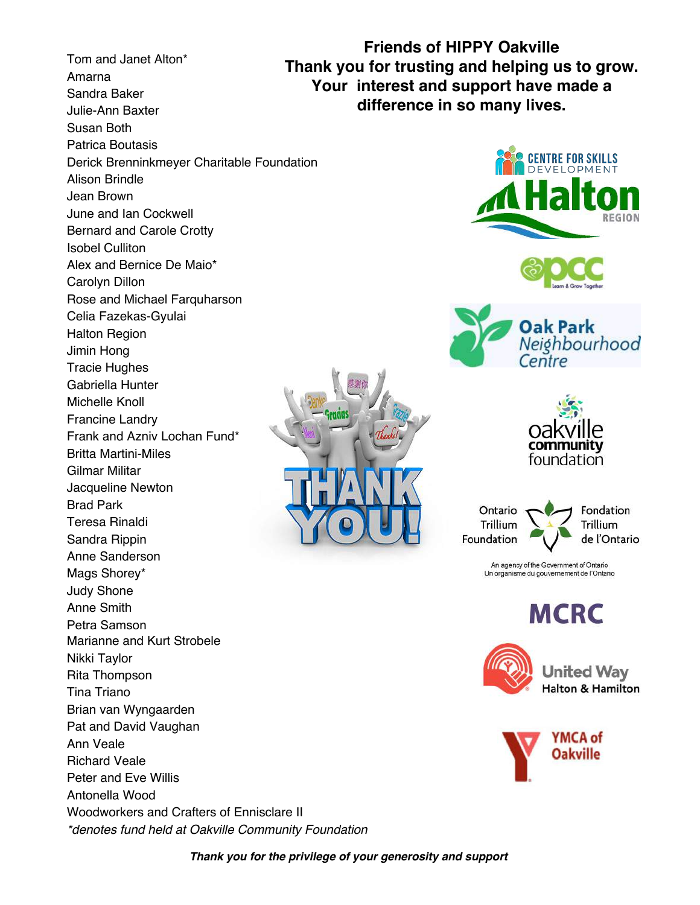# Friends of HIPPY Oakville

**Thank you for trusting and helping us to grow. Your interest and support have made a difference in so many lives.**

Tom and Janet Alton*
Amarna
Sandra Baker
Julie-Ann Baxter
Susan Both
Patrica Boutasis
Derick Brenninkmeyer Charitable Foundation
Alison Brindle
Jean Brown
June and Ian Cockwell
Bernard and Carole Crotty
Isobel Culliton
Alex and Bernice De Maio*
Carolyn Dillon
Rose and Michael Farquharson
Celia Fazekas-Gyulai
Halton Region
Jimin Hong
Tracie Hughes
Gabriella Hunter
Michelle Knoll
Francine Landry
Frank and Azniv Lochan Fund*
Britta Martini-Miles
Gilmar Militar
Jacqueline Newton
Brad Park
Teresa Rinaldi
Sandra Rippin
Anne Sanderson
Mags Shorey*
Judy Shone
Anne Smith
Petra Samson
Marianne and Kurt Strobele
Nikki Taylor
Rita Thompson
Tina Triano
Brian van Wyngaarden
Pat and David Vaughan
Ann Veale
Richard Veale
Peter and Eve Willis
Antonella Wood
Woodworkers and Crafters of Ennisclare II

*\*denotes fund held at Oakville Community Foundation*

Centre for Skills Development
Halton Region
OPCC Learn & Grow Together
Oak Park Neighbourhood Centre
Oakville Community Foundation
Ontario Trillium Foundation / Fondation Trillium de l'Ontario
An agency of the Government of Ontario
Un organisme du gouvernement de l'Ontario
MCRC
United Way Halton & Hamilton
YMCA of Oakville

***Thank you for the privilege of your generosity and support***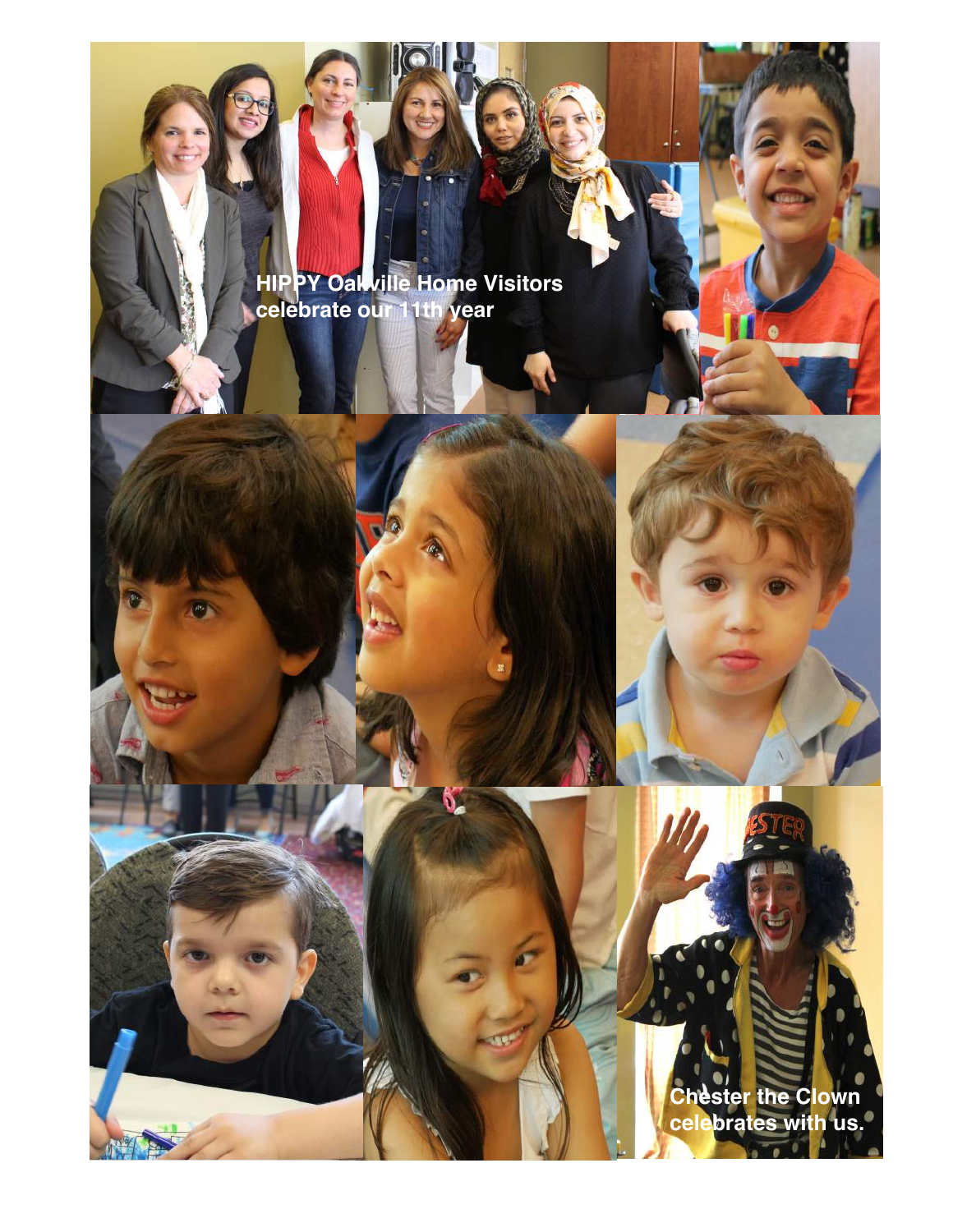HIPPY Oakville Home Visitors celebrate our 11th year

Chester the Clown celebrates with us.